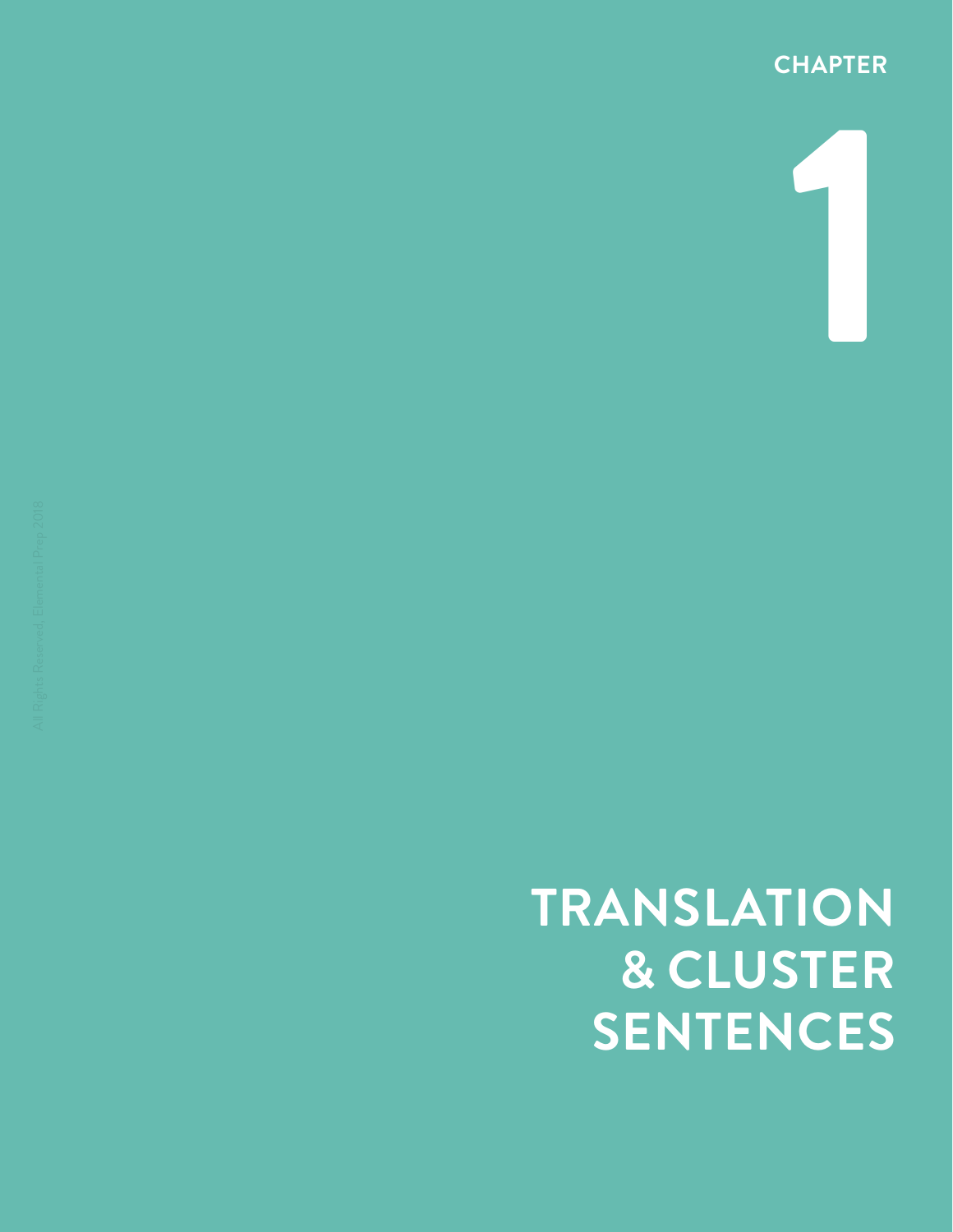CHAPTER

# 1

# TRANSLATION & CLUSTER SENTENCES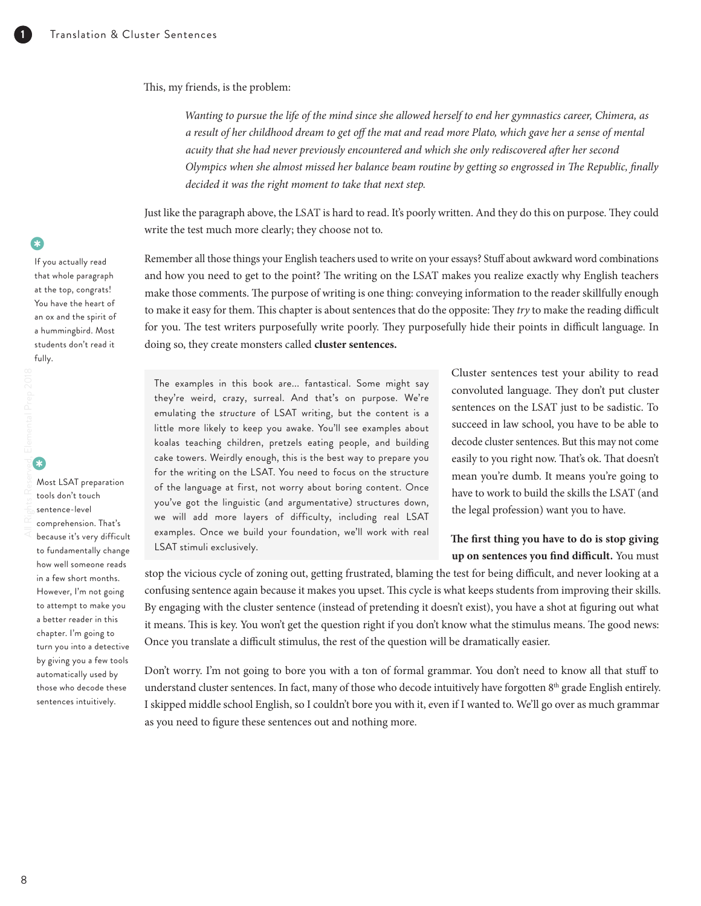This, my friends, is the problem:

> *Wanting to pursue the life of the mind since she allowed herself to end her gymnastics career, Chimera, as a result of her childhood dream to get off the mat and read more Plato, which gave her a sense of mental acuity that she had never previously encountered and which she only rediscovered after her second Olympics when she almost missed her balance beam routine by getting so engrossed in* The Republic, *finally decided it was the right moment to take that next step.*

Just like the paragraph above, the LSAT is hard to read. It's poorly written. And they do this on purpose. They could write the test much more clearly; they choose not to.

Remember all those things your English teachers used to write on your essays? Stuff about awkward word combinations and how you need to get to the point? The writing on the LSAT makes you realize exactly why English teachers make those comments. The purpose of writing is one thing: conveying information to the reader skillfully enough to make it easy for them. This chapter is about sentences that do the opposite: They *try* to make the reading difficult for you. The test writers purposefully write poorly. They purposefully hide their points in difficult language. In doing so, they create monsters called **cluster sentences.**

> If you actually read that whole paragraph at the top, congrats! You have the heart of an ox and the spirit of a hummingbird. Most students don't read it fully.

> The examples in this book are... fantastical. Some might say they're weird, crazy, surreal. And that's on purpose. We're emulating the *structure* of LSAT writing, but the content is a little more likely to keep you awake. You'll see examples about koalas teaching children, pretzels eating people, and building cake towers. Weirdly enough, this is the best way to prepare you for the writing on the LSAT. You need to focus on the structure of the language at first, not worry about boring content. Once you've got the linguistic (and argumentative) structures down, we will add more layers of difficulty, including real LSAT examples. Once we build your foundation, we'll work with real LSAT stimuli exclusively.

Cluster sentences test your ability to read convoluted language. They don't put cluster sentences on the LSAT just to be sadistic. To succeed in law school, you have to be able to decode cluster sentences. But this may not come easily to you right now. That's ok. That doesn't mean you're dumb. It means you're going to have to work to build the skills the LSAT (and the legal profession) want you to have.

**The first thing you have to do is stop giving up on sentences you find difficult.** You must stop the vicious cycle of zoning out, getting frustrated, blaming the test for being difficult, and never looking at a confusing sentence again because it makes you upset. This cycle is what keeps students from improving their skills. By engaging with the cluster sentence (instead of pretending it doesn't exist), you have a shot at figuring out what it means. This is key. You won't get the question right if you don't know what the stimulus means. The good news: Once you translate a difficult stimulus, the rest of the question will be dramatically easier.

> Most LSAT preparation tools don't touch sentence-level comprehension. That's because it's very difficult to fundamentally change how well someone reads in a few short months. However, I'm not going to attempt to make you a better reader in this chapter. I'm going to turn you into a detective by giving you a few tools automatically used by those who decode these sentences intuitively.

Don't worry. I'm not going to bore you with a ton of formal grammar. You don't need to know all that stuff to understand cluster sentences. In fact, many of those who decode intuitively have forgotten 8th grade English entirely. I skipped middle school English, so I couldn't bore you with it, even if I wanted to. We'll go over as much grammar as you need to figure these sentences out and nothing more.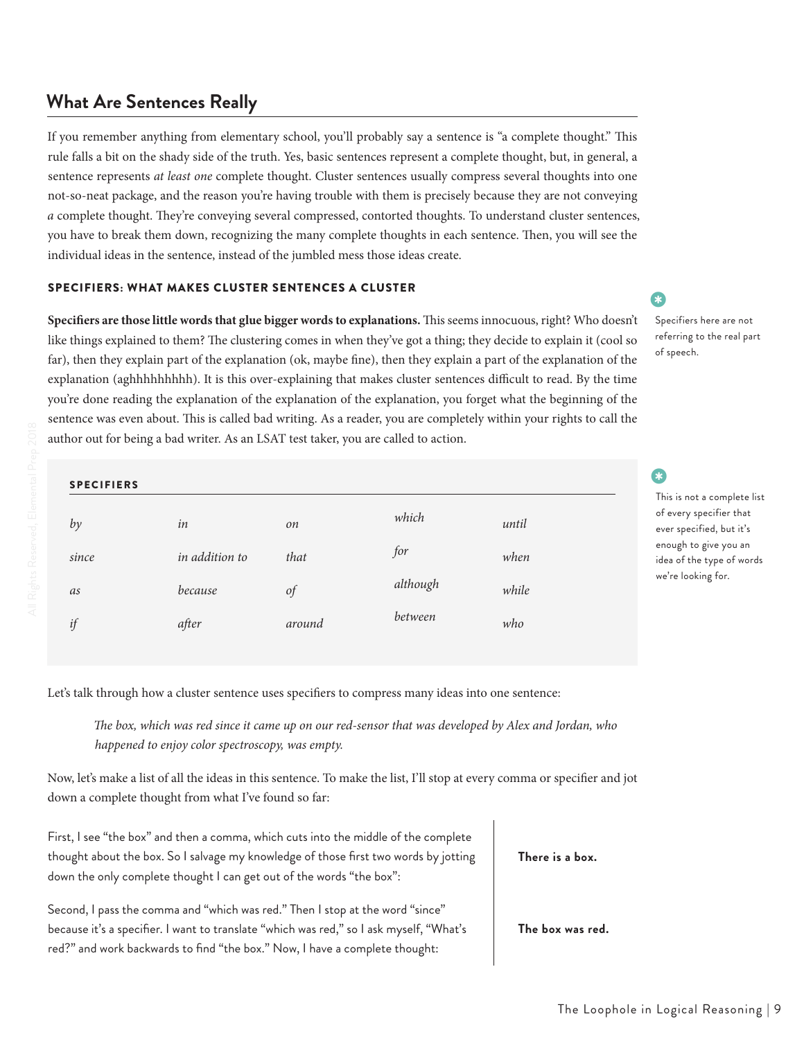## What Are Sentences Really

If you remember anything from elementary school, you'll probably say a sentence is "a complete thought." This rule falls a bit on the shady side of the truth. Yes, basic sentences represent a complete thought, but, in general, a sentence represents *at least one* complete thought. Cluster sentences usually compress several thoughts into one not-so-neat package, and the reason you're having trouble with them is precisely because they are not conveying *a* complete thought. They're conveying several compressed, contorted thoughts. To understand cluster sentences, you have to break them down, recognizing the many complete thoughts in each sentence. Then, you will see the individual ideas in the sentence, instead of the jumbled mess those ideas create.

### SPECIFIERS: WHAT MAKES CLUSTER SENTENCES A CLUSTER

**Specifiers are those little words that glue bigger words to explanations.** This seems innocuous, right? Who doesn't like things explained to them? The clustering comes in when they've got a thing; they decide to explain it (cool so far), then they explain part of the explanation (ok, maybe fine), then they explain a part of the explanation of the explanation (aghhhhhhhhh). It is this over-explaining that makes cluster sentences difficult to read. By the time you're done reading the explanation of the explanation of the explanation, you forget what the beginning of the sentence was even about. This is called bad writing. As a reader, you are completely within your rights to call the author out for being a bad writer. As an LSAT test taker, you are called to action.

Specifiers here are not referring to the real part of speech.

**SPECIFIERS**

| | | | | |
|---|---|---|---|---|
| *by* | *in* | *on* | *which* | *until* |
| *since* | *in addition to* | *that* | *for* | *when* |
| *as* | *because* | *of* | *although* | *while* |
| *if* | *after* | *around* | *between* | *who* |

This is not a complete list of every specifier that ever specified, but it's enough to give you an idea of the type of words we're looking for.

Let's talk through how a cluster sentence uses specifiers to compress many ideas into one sentence:

> *The box, which was red since it came up on our red-sensor that was developed by Alex and Jordan, who happened to enjoy color spectroscopy, was empty.*

Now, let's make a list of all the ideas in this sentence. To make the list, I'll stop at every comma or specifier and jot down a complete thought from what I've found so far:

First, I see "the box" and then a comma, which cuts into the middle of the complete thought about the box. So I salvage my knowledge of those first two words by jotting down the only complete thought I can get out of the words "the box":

**There is a box.**

Second, I pass the comma and "which was red." Then I stop at the word "since" because it's a specifier. I want to translate "which was red," so I ask myself, "What's red?" and work backwards to find "the box." Now, I have a complete thought:

**The box was red.**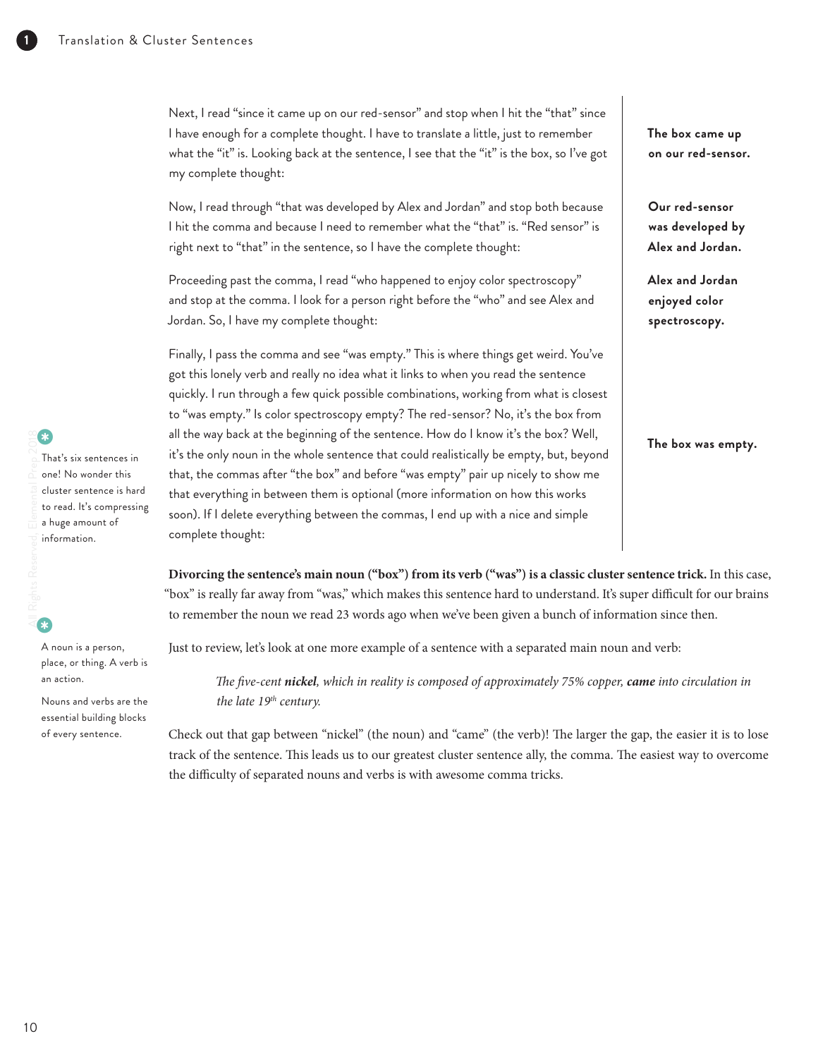Next, I read "since it came up on our red-sensor" and stop when I hit the "that" since I have enough for a complete thought. I have to translate a little, just to remember what the "it" is. Looking back at the sentence, I see that the "it" is the box, so I've got my complete thought:

**The box came up on our red-sensor.**

Now, I read through "that was developed by Alex and Jordan" and stop both because I hit the comma and because I need to remember what the "that" is. "Red sensor" is right next to "that" in the sentence, so I have the complete thought:

**Our red-sensor was developed by Alex and Jordan.**

Proceeding past the comma, I read "who happened to enjoy color spectroscopy" and stop at the comma. I look for a person right before the "who" and see Alex and Jordan. So, I have my complete thought:

**Alex and Jordan enjoyed color spectroscopy.**

Finally, I pass the comma and see "was empty." This is where things get weird. You've got this lonely verb and really no idea what it links to when you read the sentence quickly. I run through a few quick possible combinations, working from what is closest to "was empty." Is color spectroscopy empty? The red-sensor? No, it's the box from all the way back at the beginning of the sentence. How do I know it's the box? Well, it's the only noun in the whole sentence that could realistically be empty, but, beyond that, the commas after "the box" and before "was empty" pair up nicely to show me that everything in between them is optional (more information on how this works soon). If I delete everything between the commas, I end up with a nice and simple complete thought:

**The box was empty.**

That's six sentences in one! No wonder this cluster sentence is hard to read. It's compressing a huge amount of information.

**Divorcing the sentence's main noun ("box") from its verb ("was") is a classic cluster sentence trick.** In this case, "box" is really far away from "was," which makes this sentence hard to understand. It's super difficult for our brains to remember the noun we read 23 words ago when we've been given a bunch of information since then.

A noun is a person, place, or thing. A verb is an action.

Nouns and verbs are the essential building blocks of every sentence.

Just to review, let's look at one more example of a sentence with a separated main noun and verb:

> *The five-cent **nickel**, which in reality is composed of approximately 75% copper, **came** into circulation in the late 19th century.*

Check out that gap between "nickel" (the noun) and "came" (the verb)! The larger the gap, the easier it is to lose track of the sentence. This leads us to our greatest cluster sentence ally, the comma. The easiest way to overcome the difficulty of separated nouns and verbs is with awesome comma tricks.